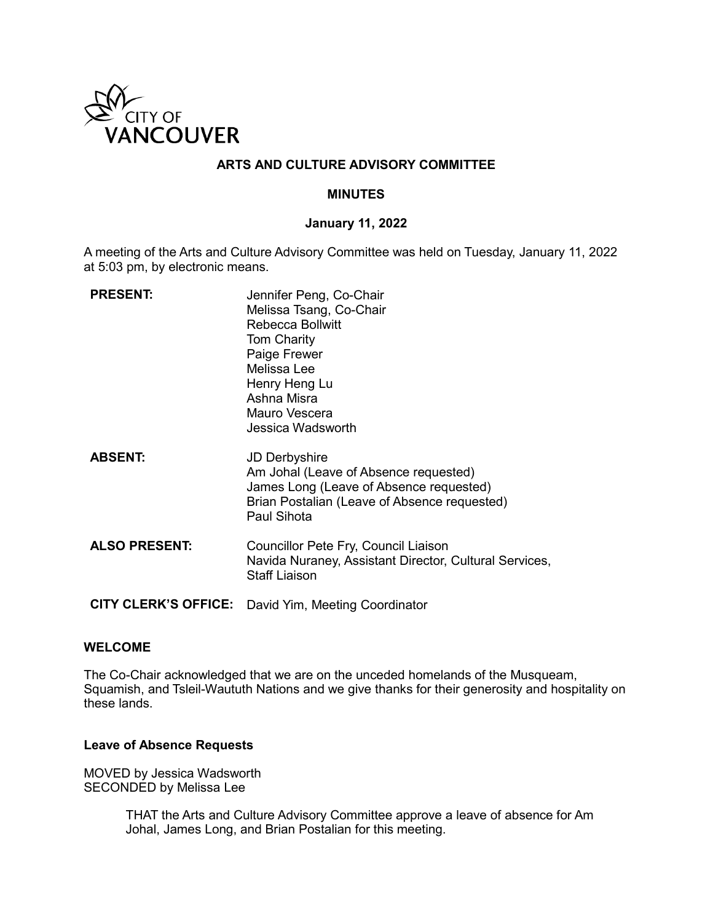CITY OF VANCOUVER

# ARTS AND CULTURE ADVISORY COMMITTEE

## MINUTES

### January 11, 2022

A meeting of the Arts and Culture Advisory Committee was held on Tuesday, January 11, 2022 at 5:03 pm, by electronic means.

**PRESENT:**
Jennifer Peng, Co-Chair
Melissa Tsang, Co-Chair
Rebecca Bollwitt
Tom Charity
Paige Frewer
Melissa Lee
Henry Heng Lu
Ashna Misra
Mauro Vescera
Jessica Wadsworth

**ABSENT:**
JD Derbyshire
Am Johal (Leave of Absence requested)
James Long (Leave of Absence requested)
Brian Postalian (Leave of Absence requested)
Paul Sihota

**ALSO PRESENT:**
Councillor Pete Fry, Council Liaison
Navida Nuraney, Assistant Director, Cultural Services, Staff Liaison

**CITY CLERK'S OFFICE:** David Yim, Meeting Coordinator

## WELCOME

The Co-Chair acknowledged that we are on the unceded homelands of the Musqueam, Squamish, and Tsleil-Waututh Nations and we give thanks for their generosity and hospitality on these lands.

### Leave of Absence Requests

MOVED by Jessica Wadsworth
SECONDED by Melissa Lee

> THAT the Arts and Culture Advisory Committee approve a leave of absence for Am Johal, James Long, and Brian Postalian for this meeting.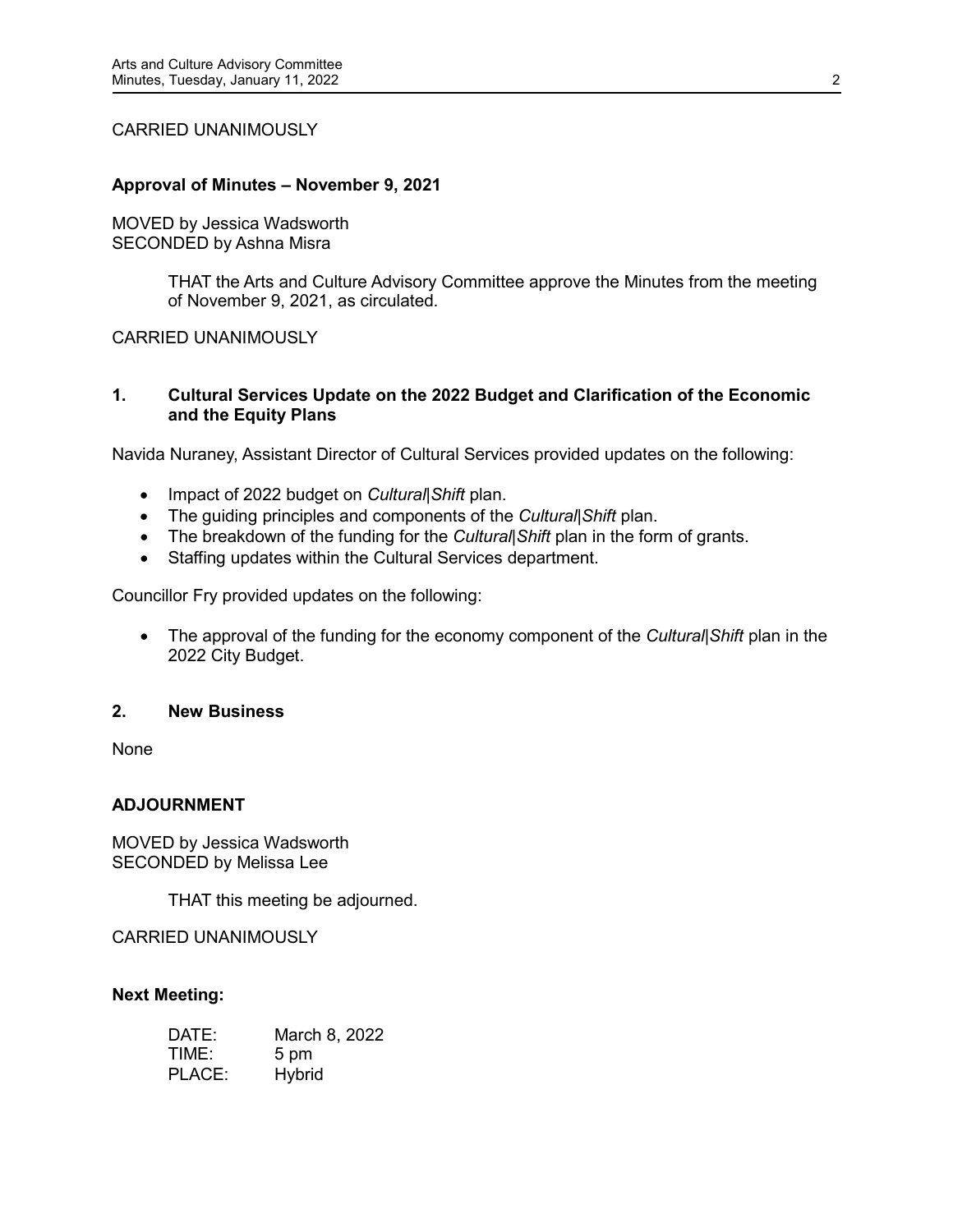CARRIED UNANIMOUSLY

**Approval of Minutes – November 9, 2021**

MOVED by Jessica Wadsworth
SECONDED by Ashna Misra

> THAT the Arts and Culture Advisory Committee approve the Minutes from the meeting of November 9, 2021, as circulated.

CARRIED UNANIMOUSLY

**1. Cultural Services Update on the 2022 Budget and Clarification of the Economic and the Equity Plans**

Navida Nuraney, Assistant Director of Cultural Services provided updates on the following:

- Impact of 2022 budget on *Cultural|Shift* plan.
- The guiding principles and components of the *Cultural|Shift* plan.
- The breakdown of the funding for the *Cultural|Shift* plan in the form of grants.
- Staffing updates within the Cultural Services department.

Councillor Fry provided updates on the following:

- The approval of the funding for the economy component of the *Cultural|Shift* plan in the 2022 City Budget.

**2. New Business**

None

**ADJOURNMENT**

MOVED by Jessica Wadsworth
SECONDED by Melissa Lee

> THAT this meeting be adjourned.

CARRIED UNANIMOUSLY

**Next Meeting:**

DATE: March 8, 2022
TIME: 5 pm
PLACE: Hybrid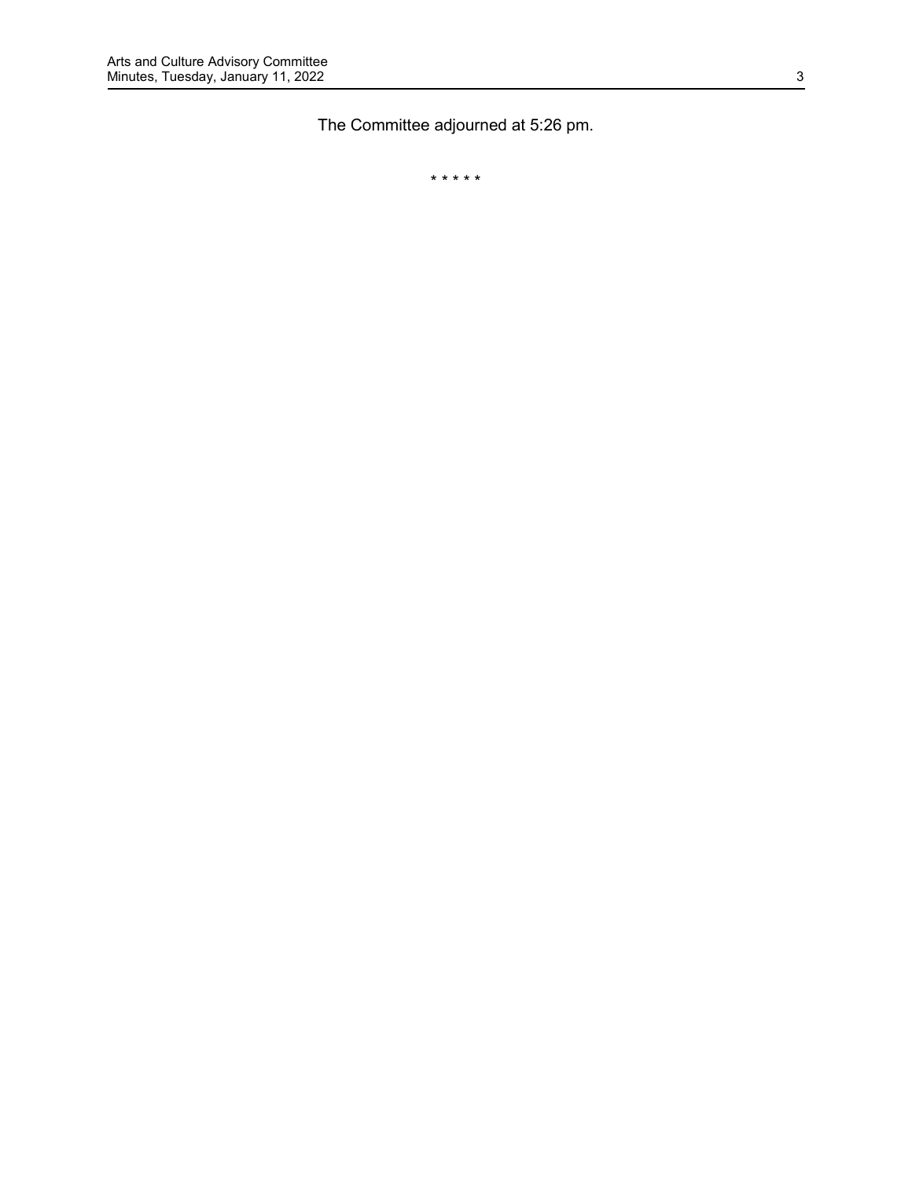The Committee adjourned at 5:26 pm.

* * * * *